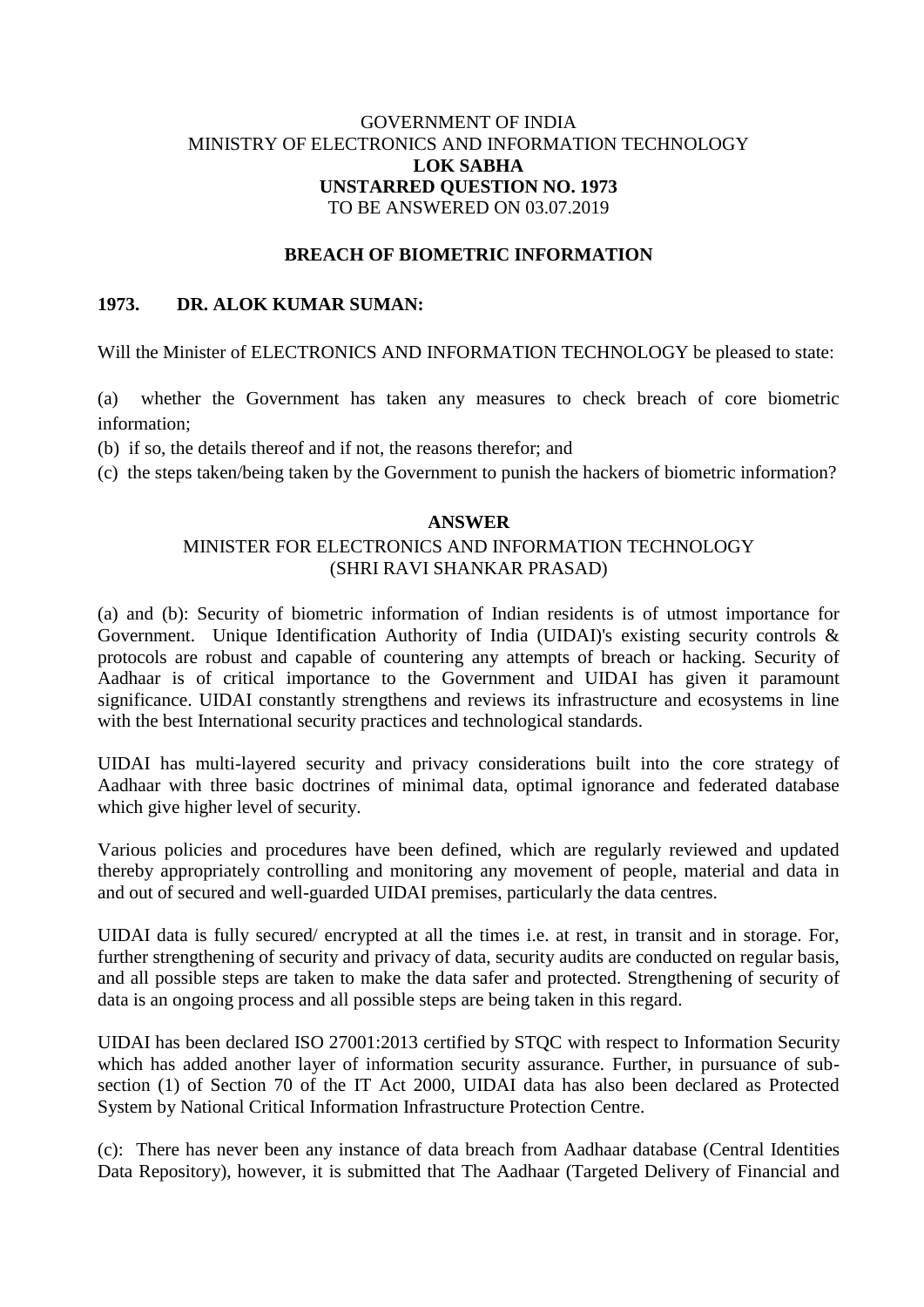GOVERNMENT OF INDIA
MINISTRY OF ELECTRONICS AND INFORMATION TECHNOLOGY
**LOK SABHA**
**UNSTARRED QUESTION NO. 1973**
TO BE ANSWERED ON 03.07.2019

## BREACH OF BIOMETRIC INFORMATION

**1973. DR. ALOK KUMAR SUMAN:**

Will the Minister of ELECTRONICS AND INFORMATION TECHNOLOGY be pleased to state:

(a) whether the Government has taken any measures to check breach of core biometric information;

(b) if so, the details thereof and if not, the reasons therefor; and

(c) the steps taken/being taken by the Government to punish the hackers of biometric information?

**ANSWER**

MINISTER FOR ELECTRONICS AND INFORMATION TECHNOLOGY
(SHRI RAVI SHANKAR PRASAD)

(a) and (b): Security of biometric information of Indian residents is of utmost importance for Government. Unique Identification Authority of India (UIDAI)'s existing security controls & protocols are robust and capable of countering any attempts of breach or hacking. Security of Aadhaar is of critical importance to the Government and UIDAI has given it paramount significance. UIDAI constantly strengthens and reviews its infrastructure and ecosystems in line with the best International security practices and technological standards.

UIDAI has multi-layered security and privacy considerations built into the core strategy of Aadhaar with three basic doctrines of minimal data, optimal ignorance and federated database which give higher level of security.

Various policies and procedures have been defined, which are regularly reviewed and updated thereby appropriately controlling and monitoring any movement of people, material and data in and out of secured and well-guarded UIDAI premises, particularly the data centres.

UIDAI data is fully secured/ encrypted at all the times i.e. at rest, in transit and in storage. For, further strengthening of security and privacy of data, security audits are conducted on regular basis, and all possible steps are taken to make the data safer and protected. Strengthening of security of data is an ongoing process and all possible steps are being taken in this regard.

UIDAI has been declared ISO 27001:2013 certified by STQC with respect to Information Security which has added another layer of information security assurance. Further, in pursuance of sub-section (1) of Section 70 of the IT Act 2000, UIDAI data has also been declared as Protected System by National Critical Information Infrastructure Protection Centre.

(c): There has never been any instance of data breach from Aadhaar database (Central Identities Data Repository), however, it is submitted that The Aadhaar (Targeted Delivery of Financial and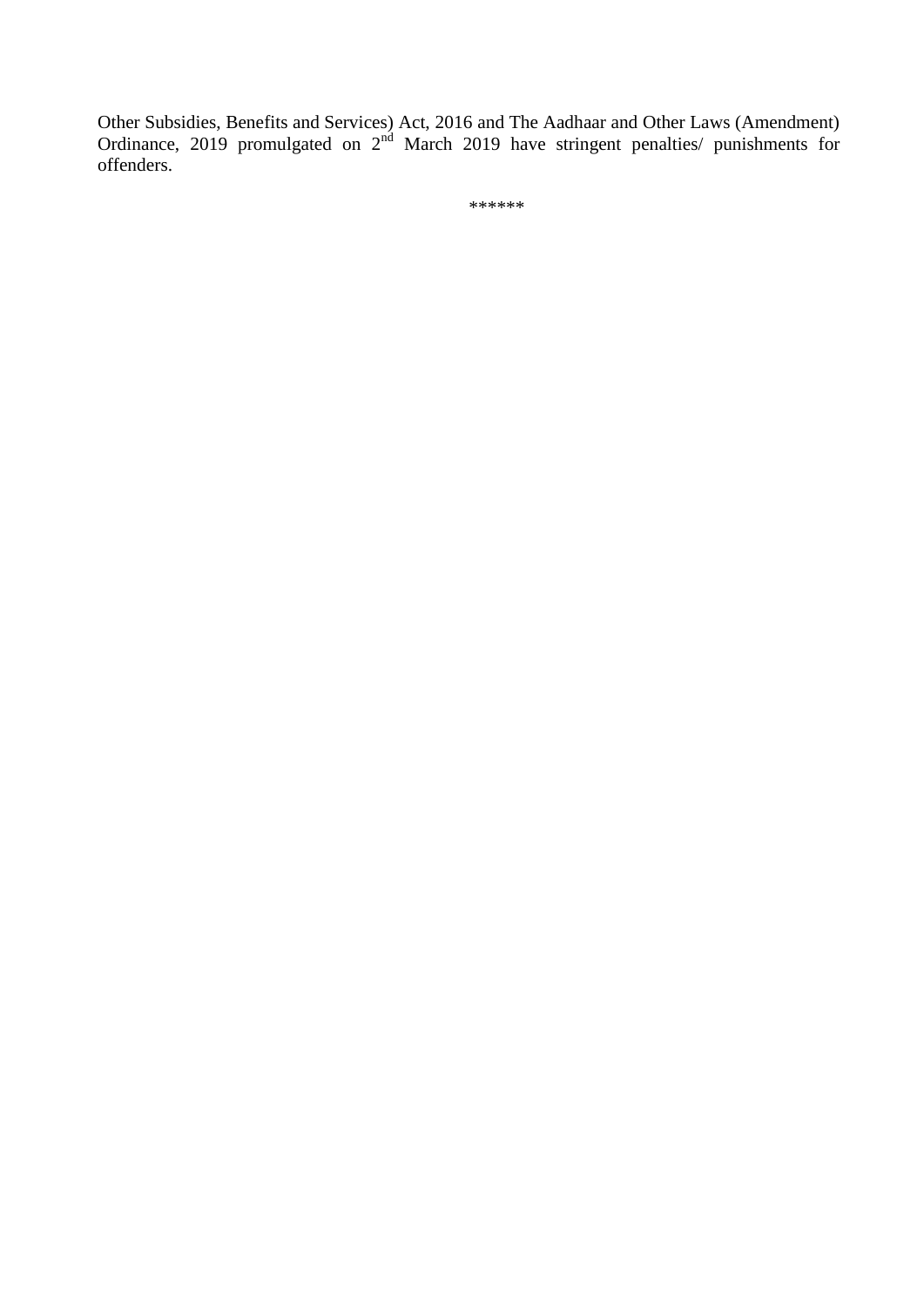Other Subsidies, Benefits and Services) Act, 2016 and The Aadhaar and Other Laws (Amendment) Ordinance, 2019 promulgated on 2nd March 2019 have stringent penalties/ punishments for offenders.

******